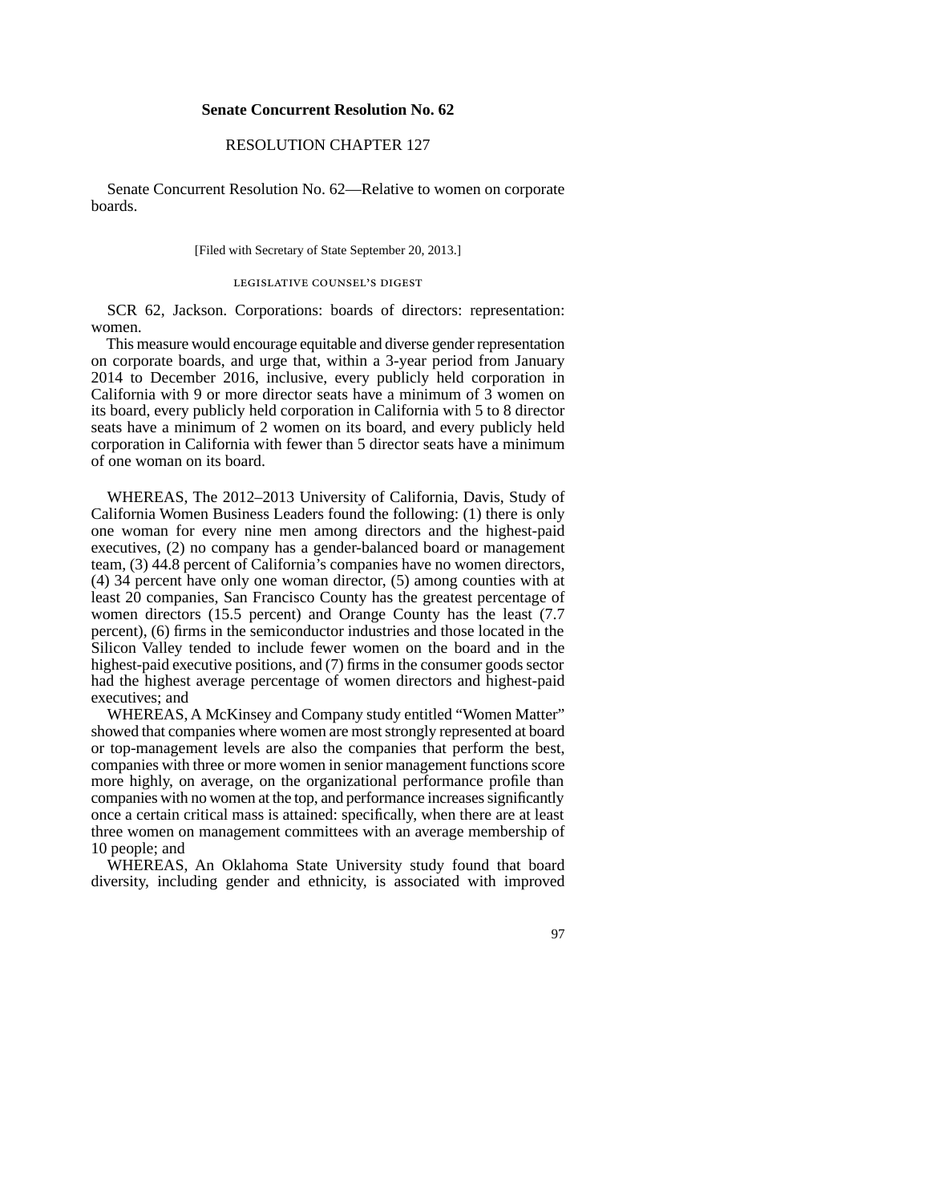**Senate Concurrent Resolution No. 62**

RESOLUTION CHAPTER 127

Senate Concurrent Resolution No. 62—Relative to women on corporate boards.

[Filed with Secretary of State September 20, 2013.]

LEGISLATIVE COUNSEL'S DIGEST

SCR 62, Jackson. Corporations: boards of directors: representation: women.

This measure would encourage equitable and diverse gender representation on corporate boards, and urge that, within a 3-year period from January 2014 to December 2016, inclusive, every publicly held corporation in California with 9 or more director seats have a minimum of 3 women on its board, every publicly held corporation in California with 5 to 8 director seats have a minimum of 2 women on its board, and every publicly held corporation in California with fewer than 5 director seats have a minimum of one woman on its board.

WHEREAS, The 2012–2013 University of California, Davis, Study of California Women Business Leaders found the following: (1) there is only one woman for every nine men among directors and the highest-paid executives, (2) no company has a gender-balanced board or management team, (3) 44.8 percent of California's companies have no women directors, (4) 34 percent have only one woman director, (5) among counties with at least 20 companies, San Francisco County has the greatest percentage of women directors (15.5 percent) and Orange County has the least (7.7 percent), (6) firms in the semiconductor industries and those located in the Silicon Valley tended to include fewer women on the board and in the highest-paid executive positions, and (7) firms in the consumer goods sector had the highest average percentage of women directors and highest-paid executives; and

WHEREAS, A McKinsey and Company study entitled "Women Matter" showed that companies where women are most strongly represented at board or top-management levels are also the companies that perform the best, companies with three or more women in senior management functions score more highly, on average, on the organizational performance profile than companies with no women at the top, and performance increases significantly once a certain critical mass is attained: specifically, when there are at least three women on management committees with an average membership of 10 people; and

WHEREAS, An Oklahoma State University study found that board diversity, including gender and ethnicity, is associated with improved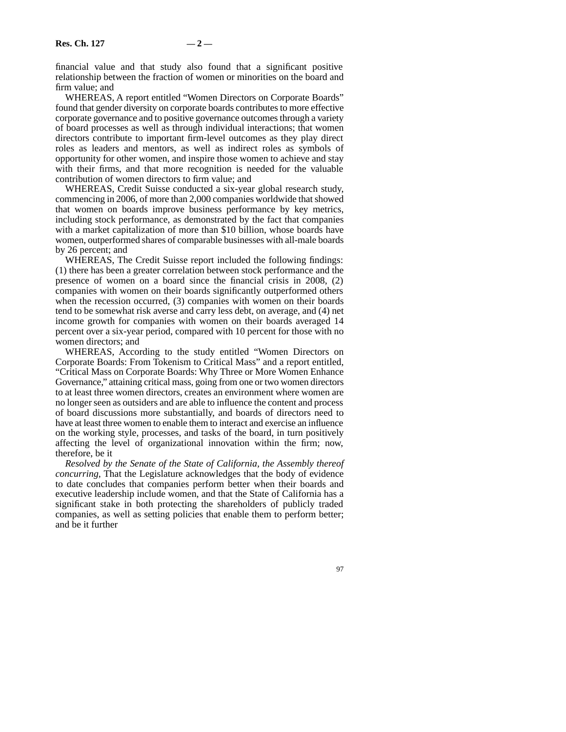financial value and that study also found that a significant positive relationship between the fraction of women or minorities on the board and firm value; and

WHEREAS, A report entitled "Women Directors on Corporate Boards" found that gender diversity on corporate boards contributes to more effective corporate governance and to positive governance outcomes through a variety of board processes as well as through individual interactions; that women directors contribute to important firm-level outcomes as they play direct roles as leaders and mentors, as well as indirect roles as symbols of opportunity for other women, and inspire those women to achieve and stay with their firms, and that more recognition is needed for the valuable contribution of women directors to firm value; and

WHEREAS, Credit Suisse conducted a six-year global research study, commencing in 2006, of more than 2,000 companies worldwide that showed that women on boards improve business performance by key metrics, including stock performance, as demonstrated by the fact that companies with a market capitalization of more than $10 billion, whose boards have women, outperformed shares of comparable businesses with all-male boards by 26 percent; and

WHEREAS, The Credit Suisse report included the following findings: (1) there has been a greater correlation between stock performance and the presence of women on a board since the financial crisis in 2008, (2) companies with women on their boards significantly outperformed others when the recession occurred, (3) companies with women on their boards tend to be somewhat risk averse and carry less debt, on average, and (4) net income growth for companies with women on their boards averaged 14 percent over a six-year period, compared with 10 percent for those with no women directors; and

WHEREAS, According to the study entitled "Women Directors on Corporate Boards: From Tokenism to Critical Mass" and a report entitled, "Critical Mass on Corporate Boards: Why Three or More Women Enhance Governance," attaining critical mass, going from one or two women directors to at least three women directors, creates an environment where women are no longer seen as outsiders and are able to influence the content and process of board discussions more substantially, and boards of directors need to have at least three women to enable them to interact and exercise an influence on the working style, processes, and tasks of the board, in turn positively affecting the level of organizational innovation within the firm; now, therefore, be it

*Resolved by the Senate of the State of California, the Assembly thereof concurring,* That the Legislature acknowledges that the body of evidence to date concludes that companies perform better when their boards and executive leadership include women, and that the State of California has a significant stake in both protecting the shareholders of publicly traded companies, as well as setting policies that enable them to perform better; and be it further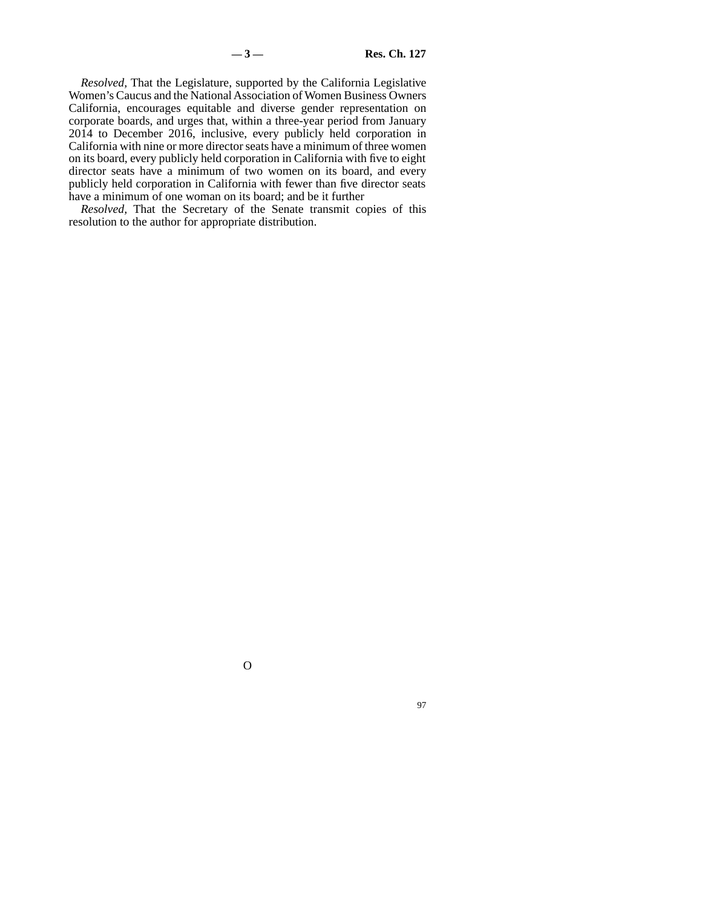*Resolved*, That the Legislature, supported by the California Legislative Women's Caucus and the National Association of Women Business Owners California, encourages equitable and diverse gender representation on corporate boards, and urges that, within a three-year period from January 2014 to December 2016, inclusive, every publicly held corporation in California with nine or more director seats have a minimum of three women on its board, every publicly held corporation in California with five to eight director seats have a minimum of two women on its board, and every publicly held corporation in California with fewer than five director seats have a minimum of one woman on its board; and be it further

*Resolved*, That the Secretary of the Senate transmit copies of this resolution to the author for appropriate distribution.

O